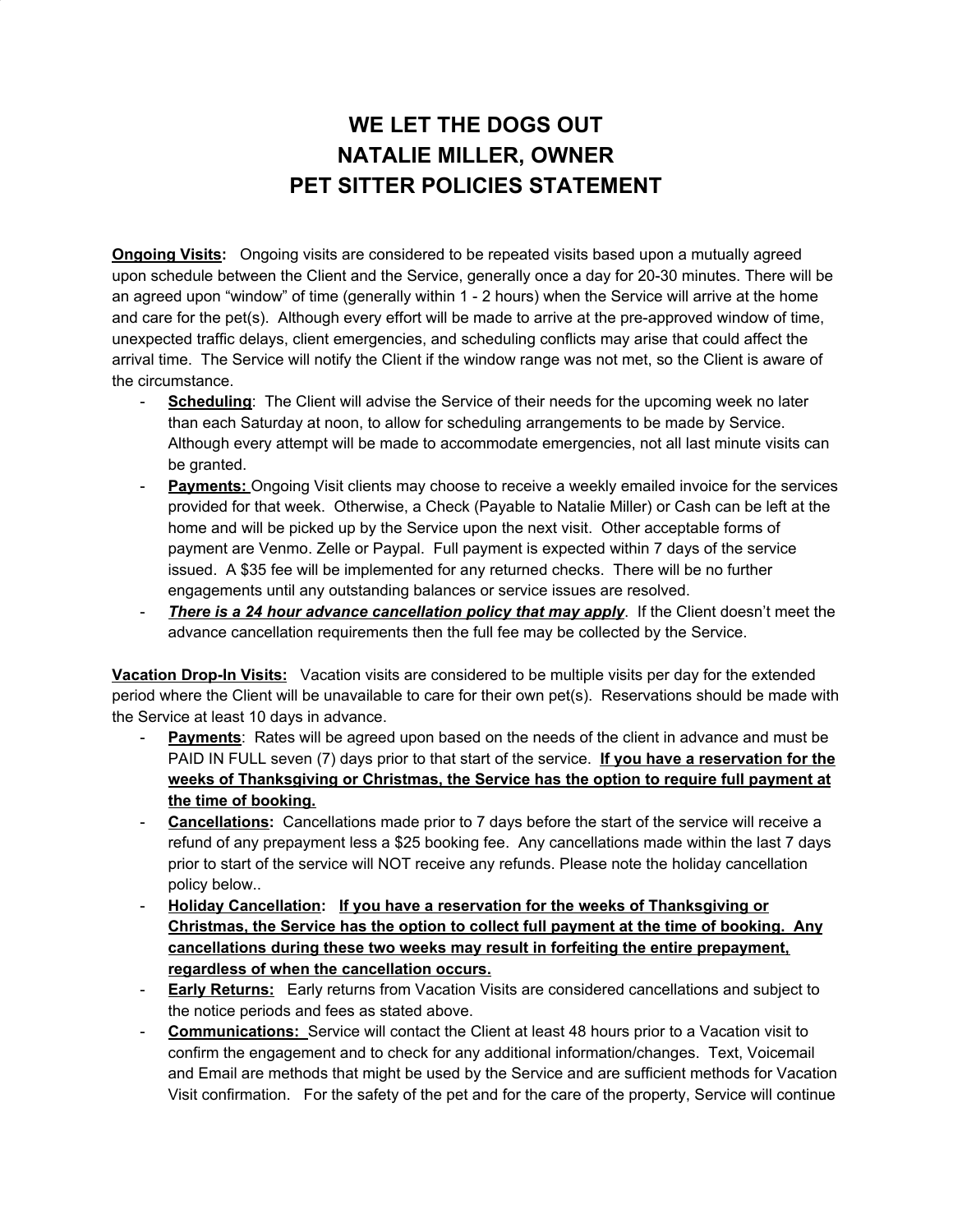# WE LET THE DOGS OUT
# NATALIE MILLER, OWNER
# PET SITTER POLICIES STATEMENT

**Ongoing Visits:** Ongoing visits are considered to be repeated visits based upon a mutually agreed upon schedule between the Client and the Service, generally once a day for 20-30 minutes. There will be an agreed upon "window" of time (generally within 1 - 2 hours) when the Service will arrive at the home and care for the pet(s). Although every effort will be made to arrive at the pre-approved window of time, unexpected traffic delays, client emergencies, and scheduling conflicts may arise that could affect the arrival time. The Service will notify the Client if the window range was not met, so the Client is aware of the circumstance.

- **Scheduling**: The Client will advise the Service of their needs for the upcoming week no later than each Saturday at noon, to allow for scheduling arrangements to be made by Service. Although every attempt will be made to accommodate emergencies, not all last minute visits can be granted.
- **Payments:** Ongoing Visit clients may choose to receive a weekly emailed invoice for the services provided for that week. Otherwise, a Check (Payable to Natalie Miller) or Cash can be left at the home and will be picked up by the Service upon the next visit. Other acceptable forms of payment are Venmo. Zelle or Paypal. Full payment is expected within 7 days of the service issued. A $35 fee will be implemented for any returned checks. There will be no further engagements until any outstanding balances or service issues are resolved.
- ***There is a 24 hour advance cancellation policy that may apply***. If the Client doesn't meet the advance cancellation requirements then the full fee may be collected by the Service.

**Vacation Drop-In Visits:** Vacation visits are considered to be multiple visits per day for the extended period where the Client will be unavailable to care for their own pet(s). Reservations should be made with the Service at least 10 days in advance.

- **Payments**: Rates will be agreed upon based on the needs of the client in advance and must be PAID IN FULL seven (7) days prior to that start of the service. **If you have a reservation for the weeks of Thanksgiving or Christmas, the Service has the option to require full payment at the time of booking.**
- **Cancellations:** Cancellations made prior to 7 days before the start of the service will receive a refund of any prepayment less a $25 booking fee. Any cancellations made within the last 7 days prior to start of the service will NOT receive any refunds. Please note the holiday cancellation policy below..
- **Holiday Cancellation**: **If you have a reservation for the weeks of Thanksgiving or Christmas, the Service has the option to collect full payment at the time of booking. Any cancellations during these two weeks may result in forfeiting the entire prepayment, regardless of when the cancellation occurs.**
- **Early Returns:** Early returns from Vacation Visits are considered cancellations and subject to the notice periods and fees as stated above.
- **Communications:** Service will contact the Client at least 48 hours prior to a Vacation visit to confirm the engagement and to check for any additional information/changes. Text, Voicemail and Email are methods that might be used by the Service and are sufficient methods for Vacation Visit confirmation. For the safety of the pet and for the care of the property, Service will continue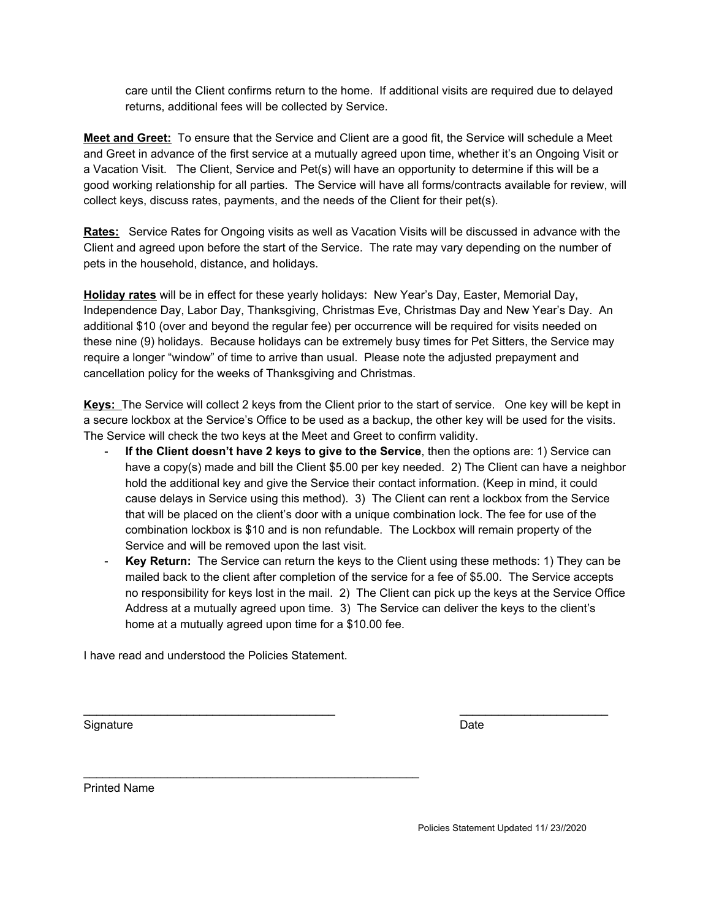care until the Client confirms return to the home. If additional visits are required due to delayed returns, additional fees will be collected by Service.

**Meet and Greet:** To ensure that the Service and Client are a good fit, the Service will schedule a Meet and Greet in advance of the first service at a mutually agreed upon time, whether it's an Ongoing Visit or a Vacation Visit. The Client, Service and Pet(s) will have an opportunity to determine if this will be a good working relationship for all parties. The Service will have all forms/contracts available for review, will collect keys, discuss rates, payments, and the needs of the Client for their pet(s).

**Rates:** Service Rates for Ongoing visits as well as Vacation Visits will be discussed in advance with the Client and agreed upon before the start of the Service. The rate may vary depending on the number of pets in the household, distance, and holidays.

**Holiday rates** will be in effect for these yearly holidays: New Year's Day, Easter, Memorial Day, Independence Day, Labor Day, Thanksgiving, Christmas Eve, Christmas Day and New Year's Day. An additional $10 (over and beyond the regular fee) per occurrence will be required for visits needed on these nine (9) holidays. Because holidays can be extremely busy times for Pet Sitters, the Service may require a longer "window" of time to arrive than usual. Please note the adjusted prepayment and cancellation policy for the weeks of Thanksgiving and Christmas.

**Keys:** The Service will collect 2 keys from the Client prior to the start of service. One key will be kept in a secure lockbox at the Service's Office to be used as a backup, the other key will be used for the visits. The Service will check the two keys at the Meet and Greet to confirm validity.

- **If the Client doesn't have 2 keys to give to the Service**, then the options are: 1) Service can have a copy(s) made and bill the Client $5.00 per key needed. 2) The Client can have a neighbor hold the additional key and give the Service their contact information. (Keep in mind, it could cause delays in Service using this method). 3) The Client can rent a lockbox from the Service that will be placed on the client's door with a unique combination lock. The fee for use of the combination lockbox is $10 and is non refundable. The Lockbox will remain property of the Service and will be removed upon the last visit.
- **Key Return:** The Service can return the keys to the Client using these methods: 1) They can be mailed back to the client after completion of the service for a fee of $5.00. The Service accepts no responsibility for keys lost in the mail. 2) The Client can pick up the keys at the Service Office Address at a mutually agreed upon time. 3) The Service can deliver the keys to the client's home at a mutually agreed upon time for a $10.00 fee.

I have read and understood the Policies Statement.

_______________________________________ _______________________

Signature Date

____________________________________________________

Printed Name

Policies Statement Updated 11/ 23//2020